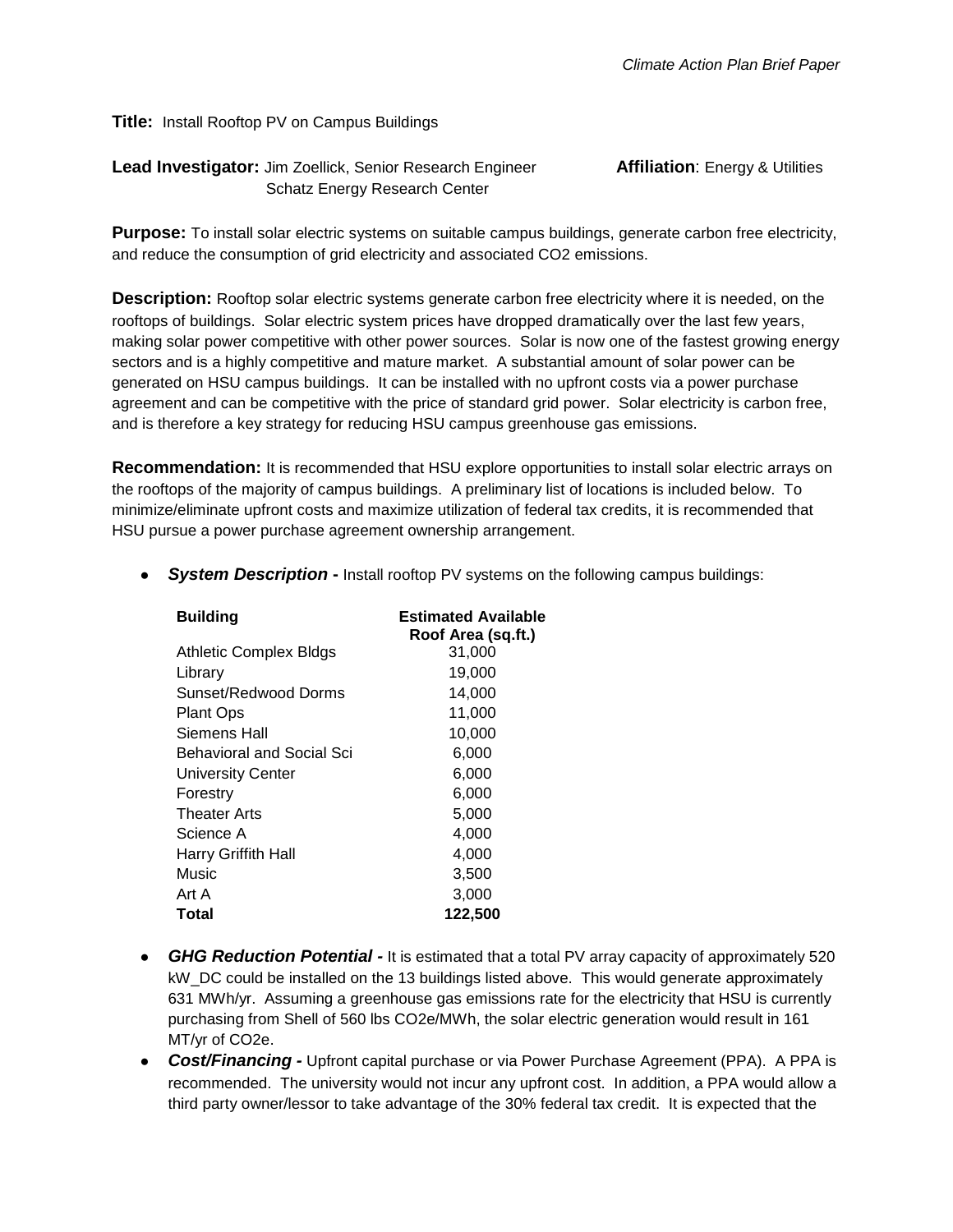*Climate Action Plan Brief Paper*

**Title:** Install Rooftop PV on Campus Buildings

**Lead Investigator:** Jim Zoellick, Senior Research Engineer, Schatz Energy Research Center

**Affiliation**: Energy & Utilities

**Purpose:** To install solar electric systems on suitable campus buildings, generate carbon free electricity, and reduce the consumption of grid electricity and associated CO2 emissions.

**Description:** Rooftop solar electric systems generate carbon free electricity where it is needed, on the rooftops of buildings. Solar electric system prices have dropped dramatically over the last few years, making solar power competitive with other power sources. Solar is now one of the fastest growing energy sectors and is a highly competitive and mature market. A substantial amount of solar power can be generated on HSU campus buildings. It can be installed with no upfront costs via a power purchase agreement and can be competitive with the price of standard grid power. Solar electricity is carbon free, and is therefore a key strategy for reducing HSU campus greenhouse gas emissions.

**Recommendation:** It is recommended that HSU explore opportunities to install solar electric arrays on the rooftops of the majority of campus buildings. A preliminary list of locations is included below. To minimize/eliminate upfront costs and maximize utilization of federal tax credits, it is recommended that HSU pursue a power purchase agreement ownership arrangement.

- ***System Description -*** Install rooftop PV systems on the following campus buildings:

| Building | Estimated Available Roof Area (sq.ft.) |
|---|---|
| Athletic Complex Bldgs | 31,000 |
| Library | 19,000 |
| Sunset/Redwood Dorms | 14,000 |
| Plant Ops | 11,000 |
| Siemens Hall | 10,000 |
| Behavioral and Social Sci | 6,000 |
| University Center | 6,000 |
| Forestry | 6,000 |
| Theater Arts | 5,000 |
| Science A | 4,000 |
| Harry Griffith Hall | 4,000 |
| Music | 3,500 |
| Art A | 3,000 |
| **Total** | **122,500** |

- ***GHG Reduction Potential -*** It is estimated that a total PV array capacity of approximately 520 kW_DC could be installed on the 13 buildings listed above. This would generate approximately 631 MWh/yr. Assuming a greenhouse gas emissions rate for the electricity that HSU is currently purchasing from Shell of 560 lbs CO2e/MWh, the solar electric generation would result in 161 MT/yr of CO2e.
- ***Cost/Financing -*** Upfront capital purchase or via Power Purchase Agreement (PPA). A PPA is recommended. The university would not incur any upfront cost. In addition, a PPA would allow a third party owner/lessor to take advantage of the 30% federal tax credit. It is expected that the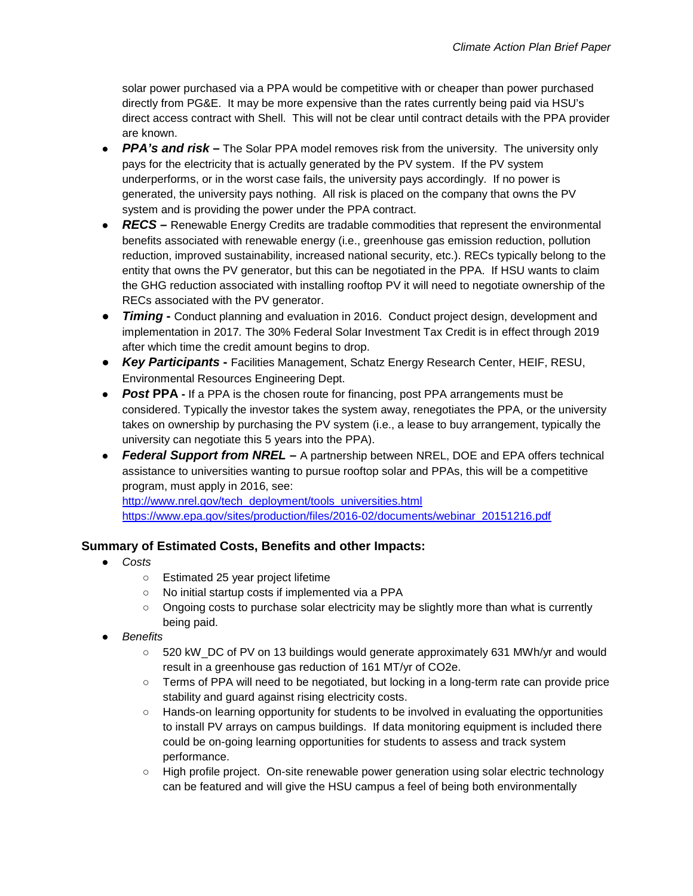solar power purchased via a PPA would be competitive with or cheaper than power purchased directly from PG&E. It may be more expensive than the rates currently being paid via HSU's direct access contract with Shell. This will not be clear until contract details with the PPA provider are known.

- ***PPA's and risk –*** The Solar PPA model removes risk from the university. The university only pays for the electricity that is actually generated by the PV system. If the PV system underperforms, or in the worst case fails, the university pays accordingly. If no power is generated, the university pays nothing. All risk is placed on the company that owns the PV system and is providing the power under the PPA contract.
- ***RECS –*** Renewable Energy Credits are tradable commodities that represent the environmental benefits associated with renewable energy (i.e., greenhouse gas emission reduction, pollution reduction, improved sustainability, increased national security, etc.). RECs typically belong to the entity that owns the PV generator, but this can be negotiated in the PPA. If HSU wants to claim the GHG reduction associated with installing rooftop PV it will need to negotiate ownership of the RECs associated with the PV generator.
- ***Timing -*** Conduct planning and evaluation in 2016. Conduct project design, development and implementation in 2017. The 30% Federal Solar Investment Tax Credit is in effect through 2019 after which time the credit amount begins to drop.
- ***Key Participants -*** Facilities Management, Schatz Energy Research Center, HEIF, RESU, Environmental Resources Engineering Dept.
- ***Post* PPA -** If a PPA is the chosen route for financing, post PPA arrangements must be considered. Typically the investor takes the system away, renegotiates the PPA, or the university takes on ownership by purchasing the PV system (i.e., a lease to buy arrangement, typically the university can negotiate this 5 years into the PPA).
- ***Federal Support from NREL –*** A partnership between NREL, DOE and EPA offers technical assistance to universities wanting to pursue rooftop solar and PPAs, this will be a competitive program, must apply in 2016, see:
  http://www.nrel.gov/tech_deployment/tools_universities.html
  https://www.epa.gov/sites/production/files/2016-02/documents/webinar_20151216.pdf

### Summary of Estimated Costs, Benefits and other Impacts:

- *Costs*
  - Estimated 25 year project lifetime
  - No initial startup costs if implemented via a PPA
  - Ongoing costs to purchase solar electricity may be slightly more than what is currently being paid.
- *Benefits*
  - 520 kW_DC of PV on 13 buildings would generate approximately 631 MWh/yr and would result in a greenhouse gas reduction of 161 MT/yr of CO2e.
  - Terms of PPA will need to be negotiated, but locking in a long-term rate can provide price stability and guard against rising electricity costs.
  - Hands-on learning opportunity for students to be involved in evaluating the opportunities to install PV arrays on campus buildings. If data monitoring equipment is included there could be on-going learning opportunities for students to assess and track system performance.
  - High profile project. On-site renewable power generation using solar electric technology can be featured and will give the HSU campus a feel of being both environmentally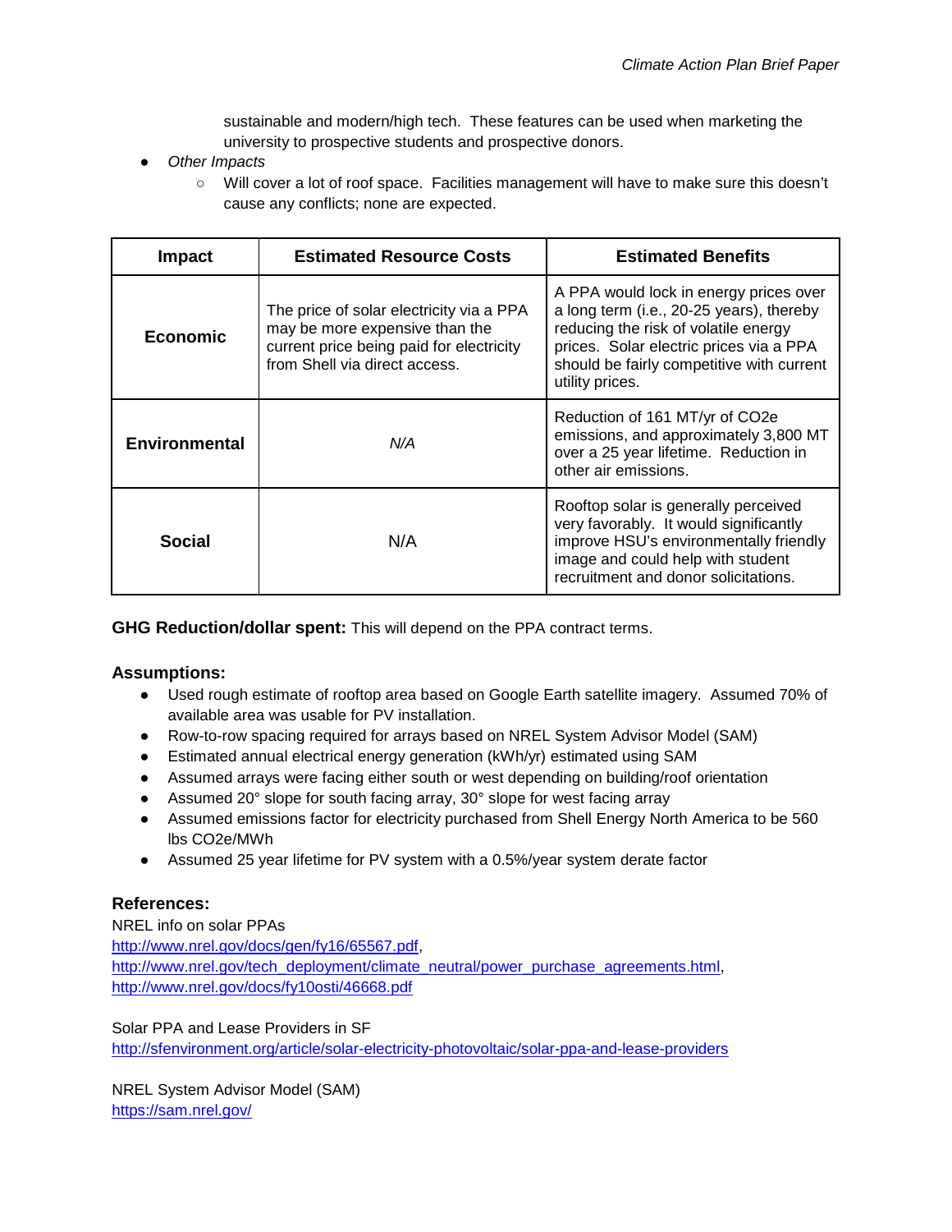sustainable and modern/high tech. These features can be used when marketing the university to prospective students and prospective donors.

- *Other Impacts*
  - Will cover a lot of roof space. Facilities management will have to make sure this doesn't cause any conflicts; none are expected.

| Impact | Estimated Resource Costs | Estimated Benefits |
|---|---|---|
| **Economic** | The price of solar electricity via a PPA may be more expensive than the current price being paid for electricity from Shell via direct access. | A PPA would lock in energy prices over a long term (i.e., 20-25 years), thereby reducing the risk of volatile energy prices. Solar electric prices via a PPA should be fairly competitive with current utility prices. |
| **Environmental** | *N/A* | Reduction of 161 MT/yr of CO2e emissions, and approximately 3,800 MT over a 25 year lifetime. Reduction in other air emissions. |
| **Social** | N/A | Rooftop solar is generally perceived very favorably. It would significantly improve HSU's environmentally friendly image and could help with student recruitment and donor solicitations. |

**GHG Reduction/dollar spent:** This will depend on the PPA contract terms.

### Assumptions:

- Used rough estimate of rooftop area based on Google Earth satellite imagery. Assumed 70% of available area was usable for PV installation.
- Row-to-row spacing required for arrays based on NREL System Advisor Model (SAM)
- Estimated annual electrical energy generation (kWh/yr) estimated using SAM
- Assumed arrays were facing either south or west depending on building/roof orientation
- Assumed 20° slope for south facing array, 30° slope for west facing array
- Assumed emissions factor for electricity purchased from Shell Energy North America to be 560 lbs CO2e/MWh
- Assumed 25 year lifetime for PV system with a 0.5%/year system derate factor

### References:

NREL info on solar PPAs
http://www.nrel.gov/docs/gen/fy16/65567.pdf,
http://www.nrel.gov/tech_deployment/climate_neutral/power_purchase_agreements.html,
http://www.nrel.gov/docs/fy10osti/46668.pdf

Solar PPA and Lease Providers in SF
http://sfenvironment.org/article/solar-electricity-photovoltaic/solar-ppa-and-lease-providers

NREL System Advisor Model (SAM)
https://sam.nrel.gov/